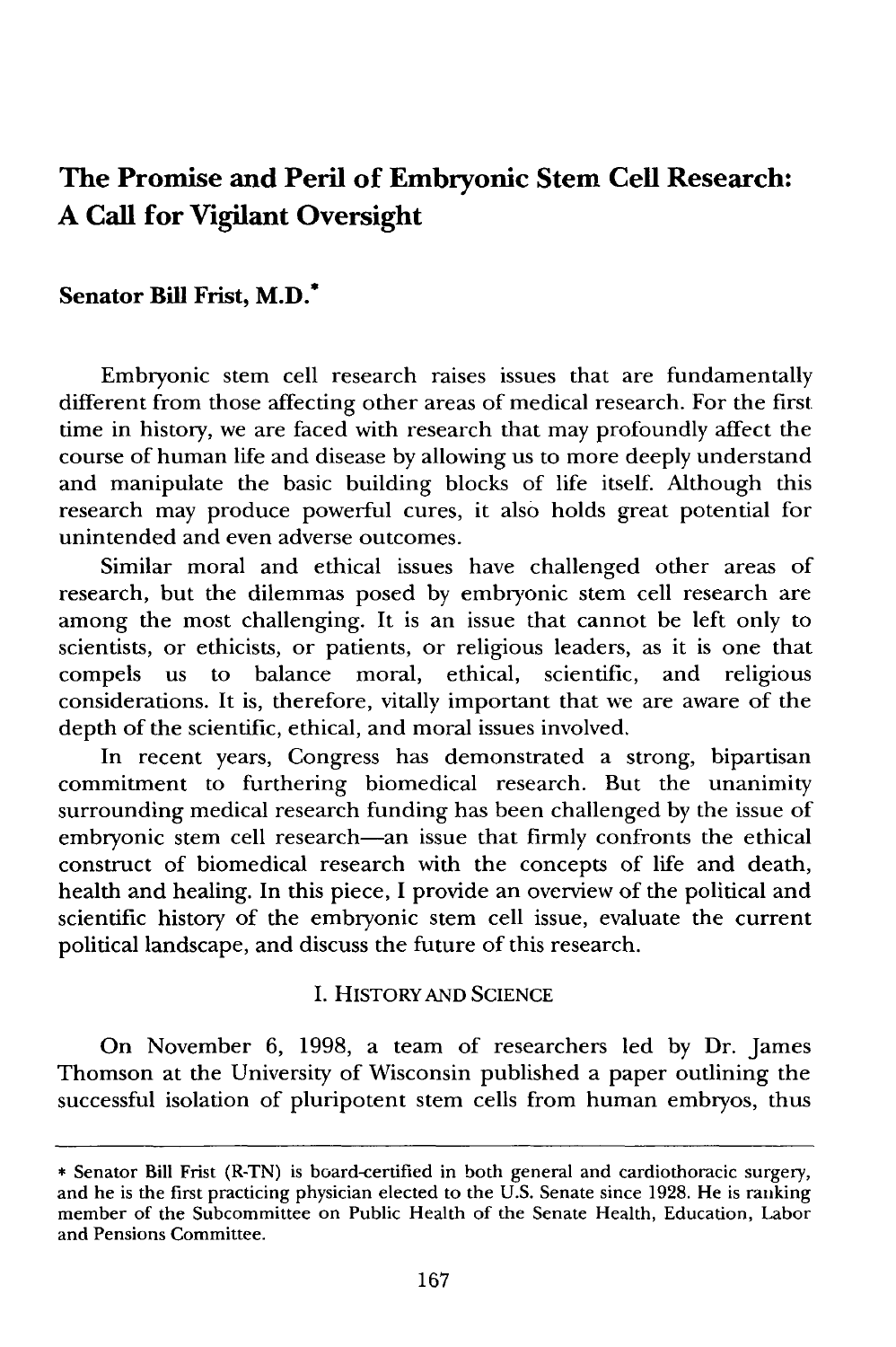# The Promise and Peril of Embryonic Stem Cell Research: A Call for Vigilant Oversight

**Senator Bill Frist, M.D.***

Embryonic stem cell research raises issues that are fundamentally different from those affecting other areas of medical research. For the first time in history, we are faced with research that may profoundly affect the course of human life and disease by allowing us to more deeply understand and manipulate the basic building blocks of life itself. Although this research may produce powerful cures, it also holds great potential for unintended and even adverse outcomes.

Similar moral and ethical issues have challenged other areas of research, but the dilemmas posed by embryonic stem cell research are among the most challenging. It is an issue that cannot be left only to scientists, or ethicists, or patients, or religious leaders, as it is one that compels us to balance moral, ethical, scientific, and religious considerations. It is, therefore, vitally important that we are aware of the depth of the scientific, ethical, and moral issues involved.

In recent years, Congress has demonstrated a strong, bipartisan commitment to furthering biomedical research. But the unanimity surrounding medical research funding has been challenged by the issue of embryonic stem cell research—an issue that firmly confronts the ethical construct of biomedical research with the concepts of life and death, health and healing. In this piece, I provide an overview of the political and scientific history of the embryonic stem cell issue, evaluate the current political landscape, and discuss the future of this research.

## I. HISTORY AND SCIENCE

On November 6, 1998, a team of researchers led by Dr. James Thomson at the University of Wisconsin published a paper outlining the successful isolation of pluripotent stem cells from human embryos, thus

---

* Senator Bill Frist (R-TN) is board-certified in both general and cardiothoracic surgery, and he is the first practicing physician elected to the U.S. Senate since 1928. He is ranking member of the Subcommittee on Public Health of the Senate Health, Education, Labor and Pensions Committee.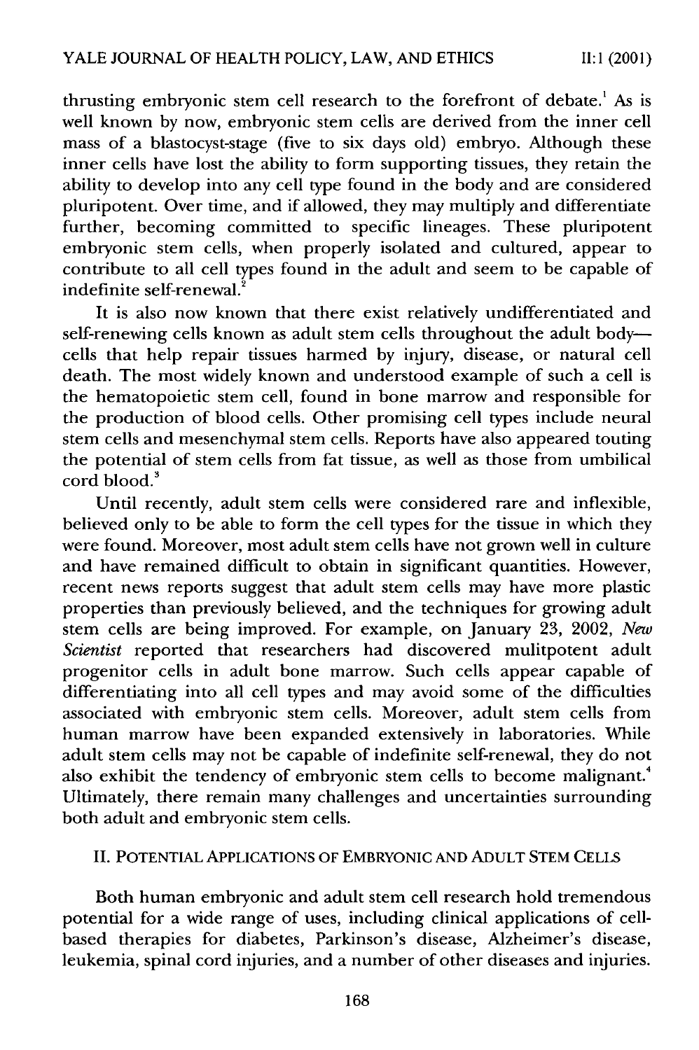thrusting embryonic stem cell research to the forefront of debate.[1] As is well known by now, embryonic stem cells are derived from the inner cell mass of a blastocyst-stage (five to six days old) embryo. Although these inner cells have lost the ability to form supporting tissues, they retain the ability to develop into any cell type found in the body and are considered pluripotent. Over time, and if allowed, they may multiply and differentiate further, becoming committed to specific lineages. These pluripotent embryonic stem cells, when properly isolated and cultured, appear to contribute to all cell types found in the adult and seem to be capable of indefinite self-renewal.[2]

It is also now known that there exist relatively undifferentiated and self-renewing cells known as adult stem cells throughout the adult body—cells that help repair tissues harmed by injury, disease, or natural cell death. The most widely known and understood example of such a cell is the hematopoietic stem cell, found in bone marrow and responsible for the production of blood cells. Other promising cell types include neural stem cells and mesenchymal stem cells. Reports have also appeared touting the potential of stem cells from fat tissue, as well as those from umbilical cord blood.[3]

Until recently, adult stem cells were considered rare and inflexible, believed only to be able to form the cell types for the tissue in which they were found. Moreover, most adult stem cells have not grown well in culture and have remained difficult to obtain in significant quantities. However, recent news reports suggest that adult stem cells may have more plastic properties than previously believed, and the techniques for growing adult stem cells are being improved. For example, on January 23, 2002, *New Scientist* reported that researchers had discovered mulitpotent adult progenitor cells in adult bone marrow. Such cells appear capable of differentiating into all cell types and may avoid some of the difficulties associated with embryonic stem cells. Moreover, adult stem cells from human marrow have been expanded extensively in laboratories. While adult stem cells may not be capable of indefinite self-renewal, they do not also exhibit the tendency of embryonic stem cells to become malignant.[4] Ultimately, there remain many challenges and uncertainties surrounding both adult and embryonic stem cells.

## II. POTENTIAL APPLICATIONS OF EMBRYONIC AND ADULT STEM CELLS

Both human embryonic and adult stem cell research hold tremendous potential for a wide range of uses, including clinical applications of cell-based therapies for diabetes, Parkinson's disease, Alzheimer's disease, leukemia, spinal cord injuries, and a number of other diseases and injuries.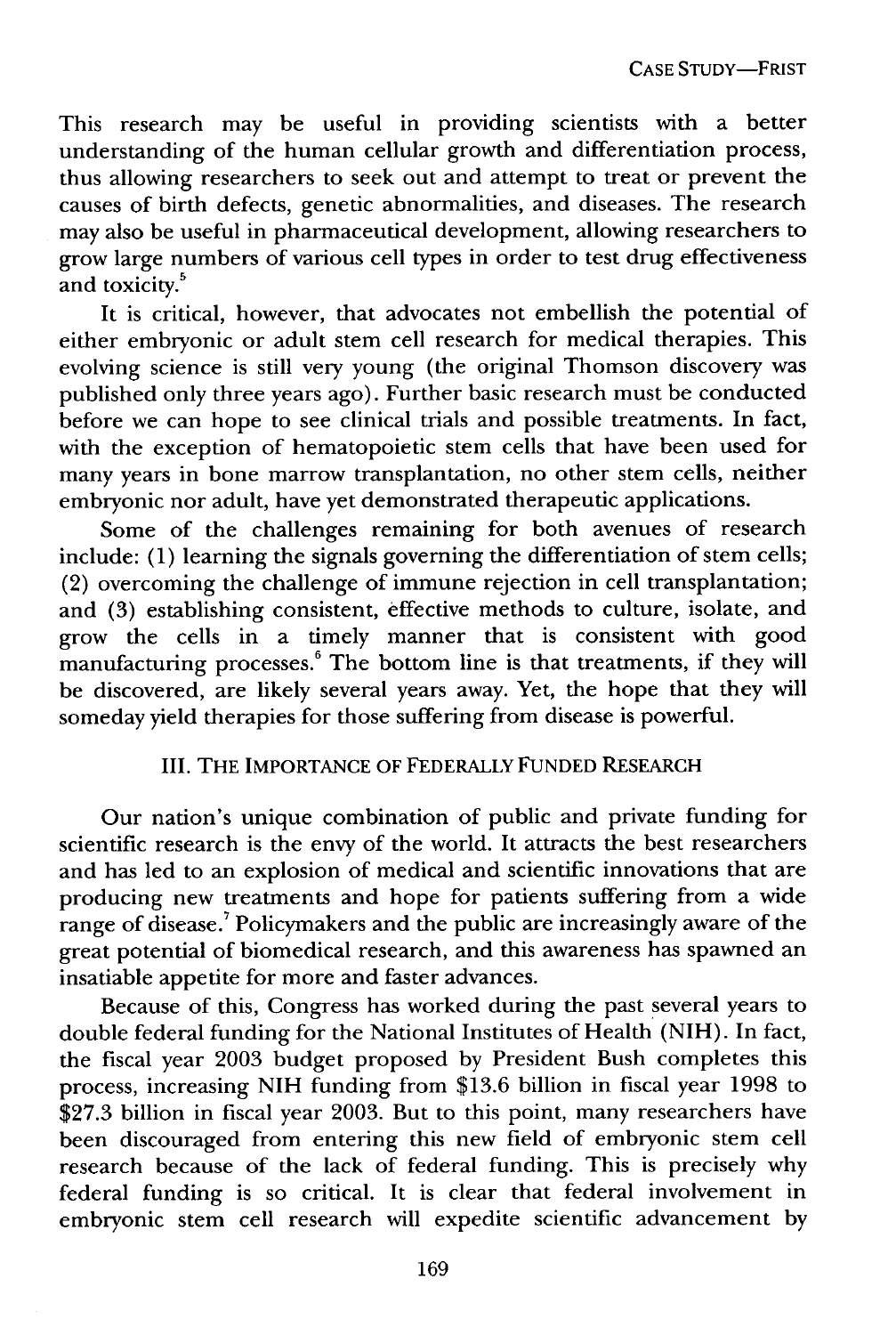This research may be useful in providing scientists with a better understanding of the human cellular growth and differentiation process, thus allowing researchers to seek out and attempt to treat or prevent the causes of birth defects, genetic abnormalities, and diseases. The research may also be useful in pharmaceutical development, allowing researchers to grow large numbers of various cell types in order to test drug effectiveness and toxicity.[5]

It is critical, however, that advocates not embellish the potential of either embryonic or adult stem cell research for medical therapies. This evolving science is still very young (the original Thomson discovery was published only three years ago). Further basic research must be conducted before we can hope to see clinical trials and possible treatments. In fact, with the exception of hematopoietic stem cells that have been used for many years in bone marrow transplantation, no other stem cells, neither embryonic nor adult, have yet demonstrated therapeutic applications.

Some of the challenges remaining for both avenues of research include: (1) learning the signals governing the differentiation of stem cells; (2) overcoming the challenge of immune rejection in cell transplantation; and (3) establishing consistent, effective methods to culture, isolate, and grow the cells in a timely manner that is consistent with good manufacturing processes.[6] The bottom line is that treatments, if they will be discovered, are likely several years away. Yet, the hope that they will someday yield therapies for those suffering from disease is powerful.

## III. THE IMPORTANCE OF FEDERALLY FUNDED RESEARCH

Our nation's unique combination of public and private funding for scientific research is the envy of the world. It attracts the best researchers and has led to an explosion of medical and scientific innovations that are producing new treatments and hope for patients suffering from a wide range of disease.[7] Policymakers and the public are increasingly aware of the great potential of biomedical research, and this awareness has spawned an insatiable appetite for more and faster advances.

Because of this, Congress has worked during the past several years to double federal funding for the National Institutes of Health (NIH). In fact, the fiscal year 2003 budget proposed by President Bush completes this process, increasing NIH funding from $13.6 billion in fiscal year 1998 to $27.3 billion in fiscal year 2003. But to this point, many researchers have been discouraged from entering this new field of embryonic stem cell research because of the lack of federal funding. This is precisely why federal funding is so critical. It is clear that federal involvement in embryonic stem cell research will expedite scientific advancement by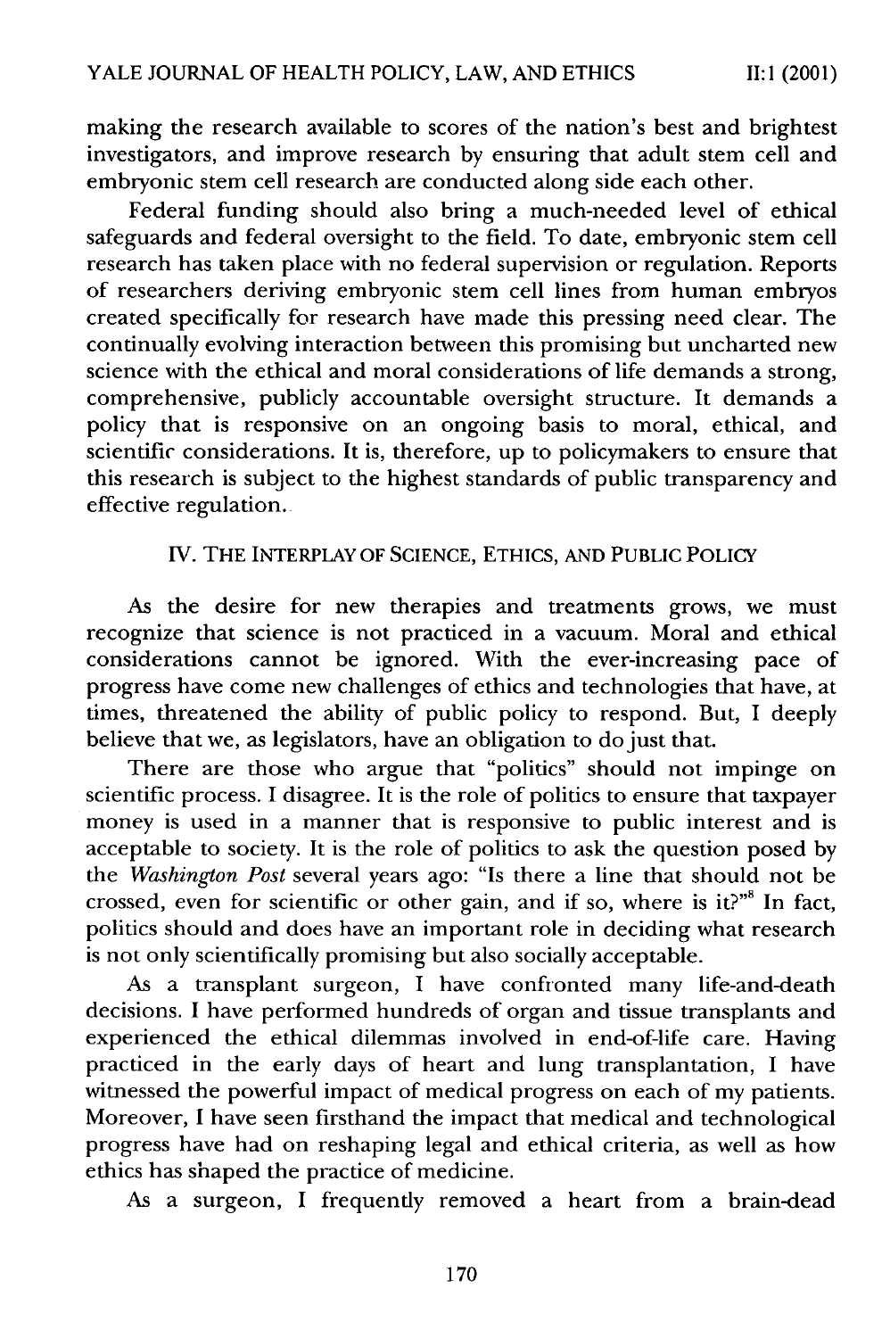making the research available to scores of the nation's best and brightest investigators, and improve research by ensuring that adult stem cell and embryonic stem cell research are conducted along side each other.

Federal funding should also bring a much-needed level of ethical safeguards and federal oversight to the field. To date, embryonic stem cell research has taken place with no federal supervision or regulation. Reports of researchers deriving embryonic stem cell lines from human embryos created specifically for research have made this pressing need clear. The continually evolving interaction between this promising but uncharted new science with the ethical and moral considerations of life demands a strong, comprehensive, publicly accountable oversight structure. It demands a policy that is responsive on an ongoing basis to moral, ethical, and scientific considerations. It is, therefore, up to policymakers to ensure that this research is subject to the highest standards of public transparency and effective regulation.

## IV. THE INTERPLAY OF SCIENCE, ETHICS, AND PUBLIC POLICY

As the desire for new therapies and treatments grows, we must recognize that science is not practiced in a vacuum. Moral and ethical considerations cannot be ignored. With the ever-increasing pace of progress have come new challenges of ethics and technologies that have, at times, threatened the ability of public policy to respond. But, I deeply believe that we, as legislators, have an obligation to do just that.

There are those who argue that "politics" should not impinge on scientific process. I disagree. It is the role of politics to ensure that taxpayer money is used in a manner that is responsive to public interest and is acceptable to society. It is the role of politics to ask the question posed by the *Washington Post* several years ago: "Is there a line that should not be crossed, even for scientific or other gain, and if so, where is it?"[8] In fact, politics should and does have an important role in deciding what research is not only scientifically promising but also socially acceptable.

As a transplant surgeon, I have confronted many life-and-death decisions. I have performed hundreds of organ and tissue transplants and experienced the ethical dilemmas involved in end-of-life care. Having practiced in the early days of heart and lung transplantation, I have witnessed the powerful impact of medical progress on each of my patients. Moreover, I have seen firsthand the impact that medical and technological progress have had on reshaping legal and ethical criteria, as well as how ethics has shaped the practice of medicine.

As a surgeon, I frequently removed a heart from a brain-dead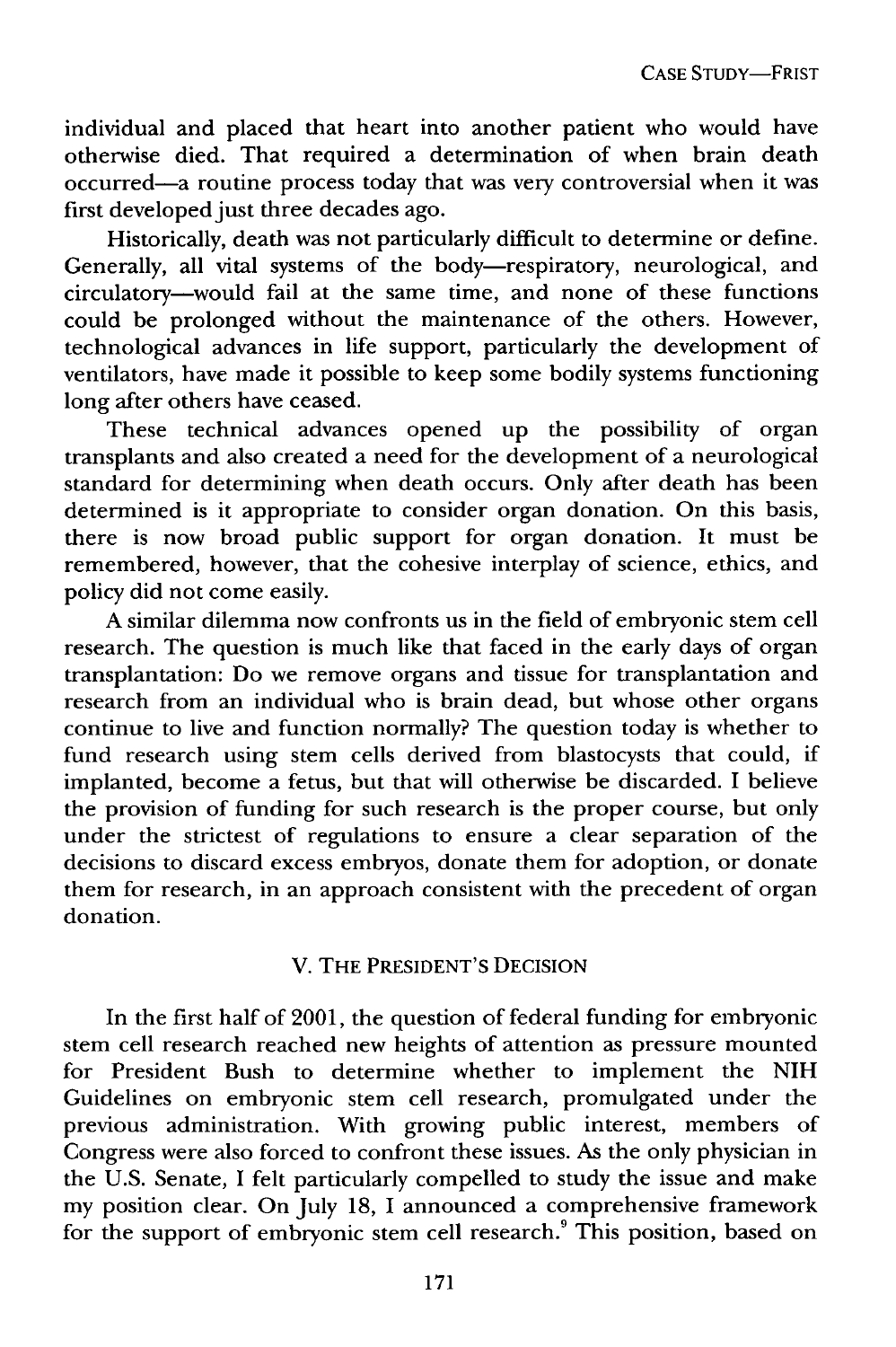individual and placed that heart into another patient who would have otherwise died. That required a determination of when brain death occurred—a routine process today that was very controversial when it was first developed just three decades ago.

Historically, death was not particularly difficult to determine or define. Generally, all vital systems of the body—respiratory, neurological, and circulatory—would fail at the same time, and none of these functions could be prolonged without the maintenance of the others. However, technological advances in life support, particularly the development of ventilators, have made it possible to keep some bodily systems functioning long after others have ceased.

These technical advances opened up the possibility of organ transplants and also created a need for the development of a neurological standard for determining when death occurs. Only after death has been determined is it appropriate to consider organ donation. On this basis, there is now broad public support for organ donation. It must be remembered, however, that the cohesive interplay of science, ethics, and policy did not come easily.

A similar dilemma now confronts us in the field of embryonic stem cell research. The question is much like that faced in the early days of organ transplantation: Do we remove organs and tissue for transplantation and research from an individual who is brain dead, but whose other organs continue to live and function normally? The question today is whether to fund research using stem cells derived from blastocysts that could, if implanted, become a fetus, but that will otherwise be discarded. I believe the provision of funding for such research is the proper course, but only under the strictest of regulations to ensure a clear separation of the decisions to discard excess embryos, donate them for adoption, or donate them for research, in an approach consistent with the precedent of organ donation.

## V. The President's Decision

In the first half of 2001, the question of federal funding for embryonic stem cell research reached new heights of attention as pressure mounted for President Bush to determine whether to implement the NIH Guidelines on embryonic stem cell research, promulgated under the previous administration. With growing public interest, members of Congress were also forced to confront these issues. As the only physician in the U.S. Senate, I felt particularly compelled to study the issue and make my position clear. On July 18, I announced a comprehensive framework for the support of embryonic stem cell research.[9] This position, based on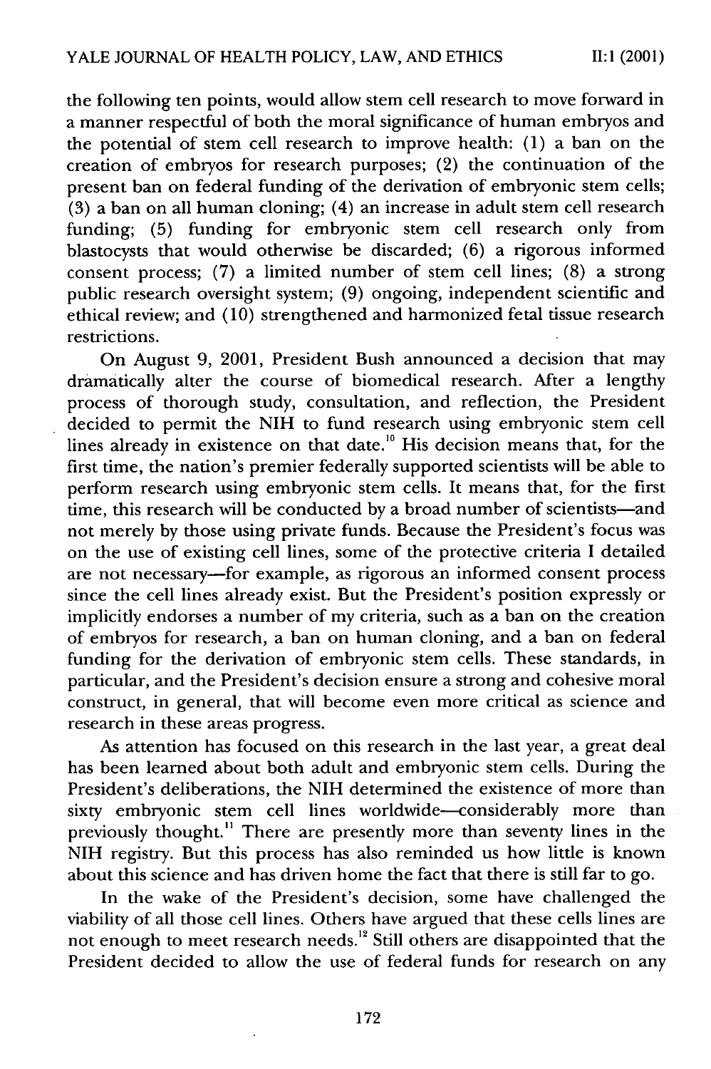the following ten points, would allow stem cell research to move forward in a manner respectful of both the moral significance of human embryos and the potential of stem cell research to improve health: (1) a ban on the creation of embryos for research purposes; (2) the continuation of the present ban on federal funding of the derivation of embryonic stem cells; (3) a ban on all human cloning; (4) an increase in adult stem cell research funding; (5) funding for embryonic stem cell research only from blastocysts that would otherwise be discarded; (6) a rigorous informed consent process; (7) a limited number of stem cell lines; (8) a strong public research oversight system; (9) ongoing, independent scientific and ethical review; and (10) strengthened and harmonized fetal tissue research restrictions.

On August 9, 2001, President Bush announced a decision that may dramatically alter the course of biomedical research. After a lengthy process of thorough study, consultation, and reflection, the President decided to permit the NIH to fund research using embryonic stem cell lines already in existence on that date.[10] His decision means that, for the first time, the nation's premier federally supported scientists will be able to perform research using embryonic stem cells. It means that, for the first time, this research will be conducted by a broad number of scientists—and not merely by those using private funds. Because the President's focus was on the use of existing cell lines, some of the protective criteria I detailed are not necessary—for example, as rigorous an informed consent process since the cell lines already exist. But the President's position expressly or implicitly endorses a number of my criteria, such as a ban on the creation of embryos for research, a ban on human cloning, and a ban on federal funding for the derivation of embryonic stem cells. These standards, in particular, and the President's decision ensure a strong and cohesive moral construct, in general, that will become even more critical as science and research in these areas progress.

As attention has focused on this research in the last year, a great deal has been learned about both adult and embryonic stem cells. During the President's deliberations, the NIH determined the existence of more than sixty embryonic stem cell lines worldwide—considerably more than previously thought.[11] There are presently more than seventy lines in the NIH registry. But this process has also reminded us how little is known about this science and has driven home the fact that there is still far to go.

In the wake of the President's decision, some have challenged the viability of all those cell lines. Others have argued that these cells lines are not enough to meet research needs.[12] Still others are disappointed that the President decided to allow the use of federal funds for research on any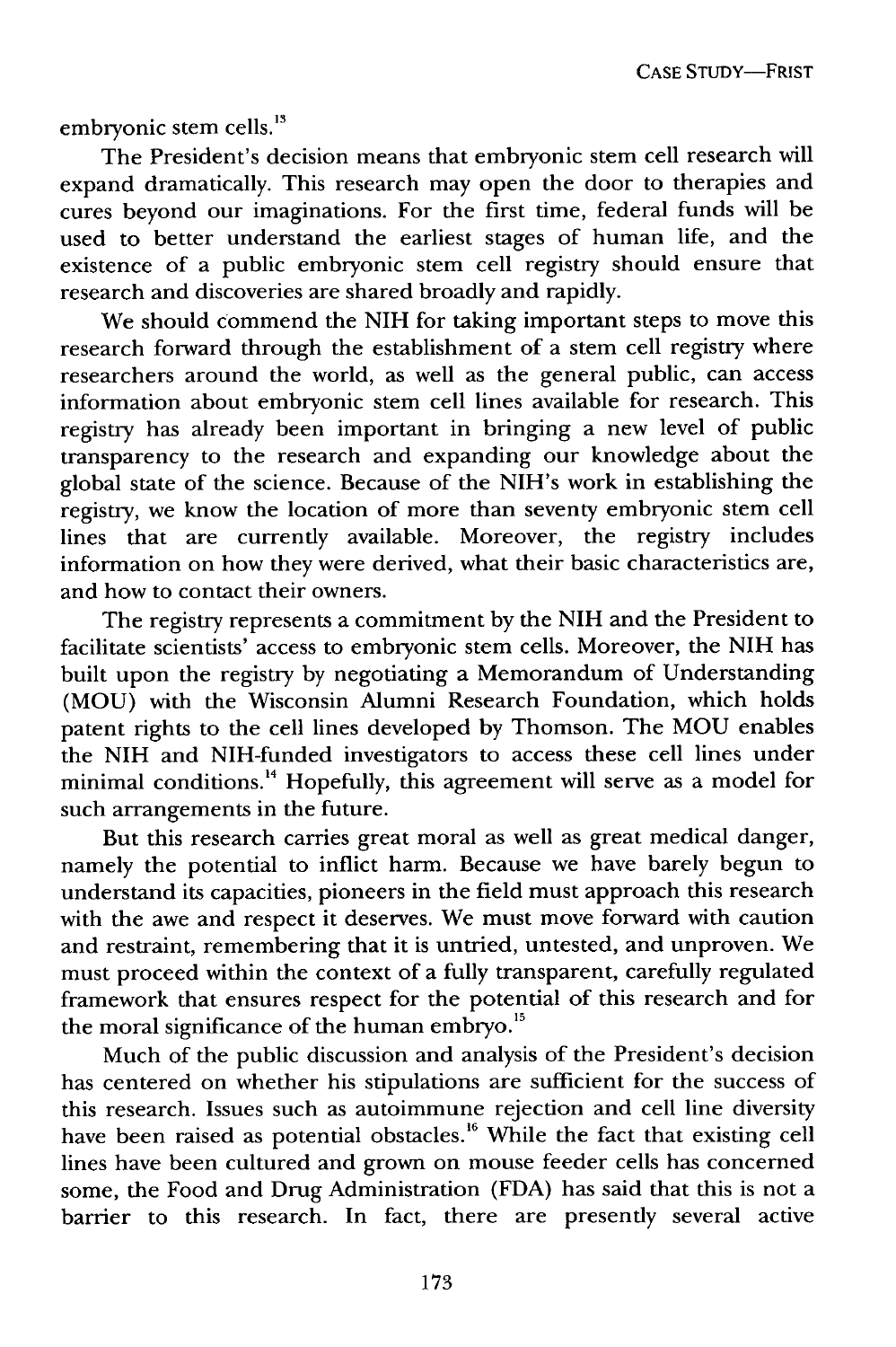embryonic stem cells.[13]

The President's decision means that embryonic stem cell research will expand dramatically. This research may open the door to therapies and cures beyond our imaginations. For the first time, federal funds will be used to better understand the earliest stages of human life, and the existence of a public embryonic stem cell registry should ensure that research and discoveries are shared broadly and rapidly.

We should commend the NIH for taking important steps to move this research forward through the establishment of a stem cell registry where researchers around the world, as well as the general public, can access information about embryonic stem cell lines available for research. This registry has already been important in bringing a new level of public transparency to the research and expanding our knowledge about the global state of the science. Because of the NIH's work in establishing the registry, we know the location of more than seventy embryonic stem cell lines that are currently available. Moreover, the registry includes information on how they were derived, what their basic characteristics are, and how to contact their owners.

The registry represents a commitment by the NIH and the President to facilitate scientists' access to embryonic stem cells. Moreover, the NIH has built upon the registry by negotiating a Memorandum of Understanding (MOU) with the Wisconsin Alumni Research Foundation, which holds patent rights to the cell lines developed by Thomson. The MOU enables the NIH and NIH-funded investigators to access these cell lines under minimal conditions.[14] Hopefully, this agreement will serve as a model for such arrangements in the future.

But this research carries great moral as well as great medical danger, namely the potential to inflict harm. Because we have barely begun to understand its capacities, pioneers in the field must approach this research with the awe and respect it deserves. We must move forward with caution and restraint, remembering that it is untried, untested, and unproven. We must proceed within the context of a fully transparent, carefully regulated framework that ensures respect for the potential of this research and for the moral significance of the human embryo.[15]

Much of the public discussion and analysis of the President's decision has centered on whether his stipulations are sufficient for the success of this research. Issues such as autoimmune rejection and cell line diversity have been raised as potential obstacles.[16] While the fact that existing cell lines have been cultured and grown on mouse feeder cells has concerned some, the Food and Drug Administration (FDA) has said that this is not a barrier to this research. In fact, there are presently several active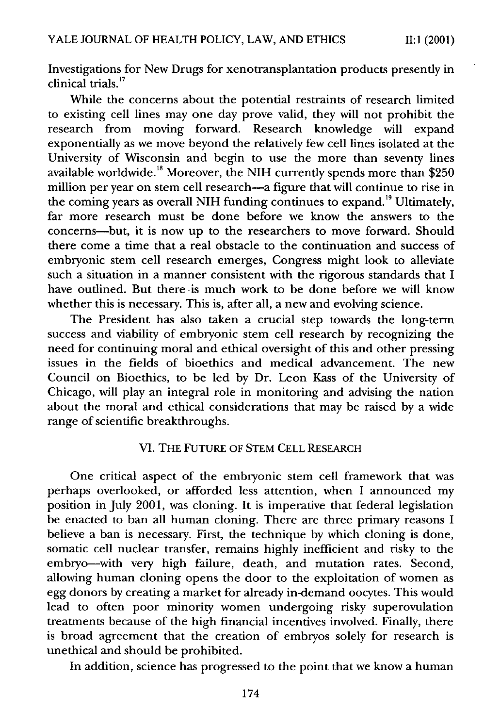Investigations for New Drugs for xenotransplantation products presently in clinical trials.[17]

While the concerns about the potential restraints of research limited to existing cell lines may one day prove valid, they will not prohibit the research from moving forward. Research knowledge will expand exponentially as we move beyond the relatively few cell lines isolated at the University of Wisconsin and begin to use the more than seventy lines available worldwide.[18] Moreover, the NIH currently spends more than $250 million per year on stem cell research—a figure that will continue to rise in the coming years as overall NIH funding continues to expand.[19] Ultimately, far more research must be done before we know the answers to the concerns—but, it is now up to the researchers to move forward. Should there come a time that a real obstacle to the continuation and success of embryonic stem cell research emerges, Congress might look to alleviate such a situation in a manner consistent with the rigorous standards that I have outlined. But there is much work to be done before we will know whether this is necessary. This is, after all, a new and evolving science.

The President has also taken a crucial step towards the long-term success and viability of embryonic stem cell research by recognizing the need for continuing moral and ethical oversight of this and other pressing issues in the fields of bioethics and medical advancement. The new Council on Bioethics, to be led by Dr. Leon Kass of the University of Chicago, will play an integral role in monitoring and advising the nation about the moral and ethical considerations that may be raised by a wide range of scientific breakthroughs.

## VI. THE FUTURE OF STEM CELL RESEARCH

One critical aspect of the embryonic stem cell framework that was perhaps overlooked, or afforded less attention, when I announced my position in July 2001, was cloning. It is imperative that federal legislation be enacted to ban all human cloning. There are three primary reasons I believe a ban is necessary. First, the technique by which cloning is done, somatic cell nuclear transfer, remains highly inefficient and risky to the embryo—with very high failure, death, and mutation rates. Second, allowing human cloning opens the door to the exploitation of women as egg donors by creating a market for already in-demand oocytes. This would lead to often poor minority women undergoing risky superovulation treatments because of the high financial incentives involved. Finally, there is broad agreement that the creation of embryos solely for research is unethical and should be prohibited.

In addition, science has progressed to the point that we know a human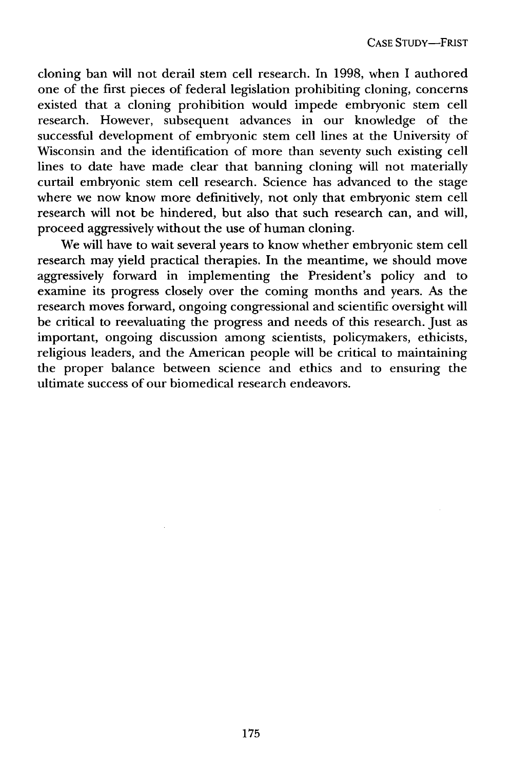cloning ban will not derail stem cell research. In 1998, when I authored one of the first pieces of federal legislation prohibiting cloning, concerns existed that a cloning prohibition would impede embryonic stem cell research. However, subsequent advances in our knowledge of the successful development of embryonic stem cell lines at the University of Wisconsin and the identification of more than seventy such existing cell lines to date have made clear that banning cloning will not materially curtail embryonic stem cell research. Science has advanced to the stage where we now know more definitively, not only that embryonic stem cell research will not be hindered, but also that such research can, and will, proceed aggressively without the use of human cloning.

We will have to wait several years to know whether embryonic stem cell research may yield practical therapies. In the meantime, we should move aggressively forward in implementing the President's policy and to examine its progress closely over the coming months and years. As the research moves forward, ongoing congressional and scientific oversight will be critical to reevaluating the progress and needs of this research. Just as important, ongoing discussion among scientists, policymakers, ethicists, religious leaders, and the American people will be critical to maintaining the proper balance between science and ethics and to ensuring the ultimate success of our biomedical research endeavors.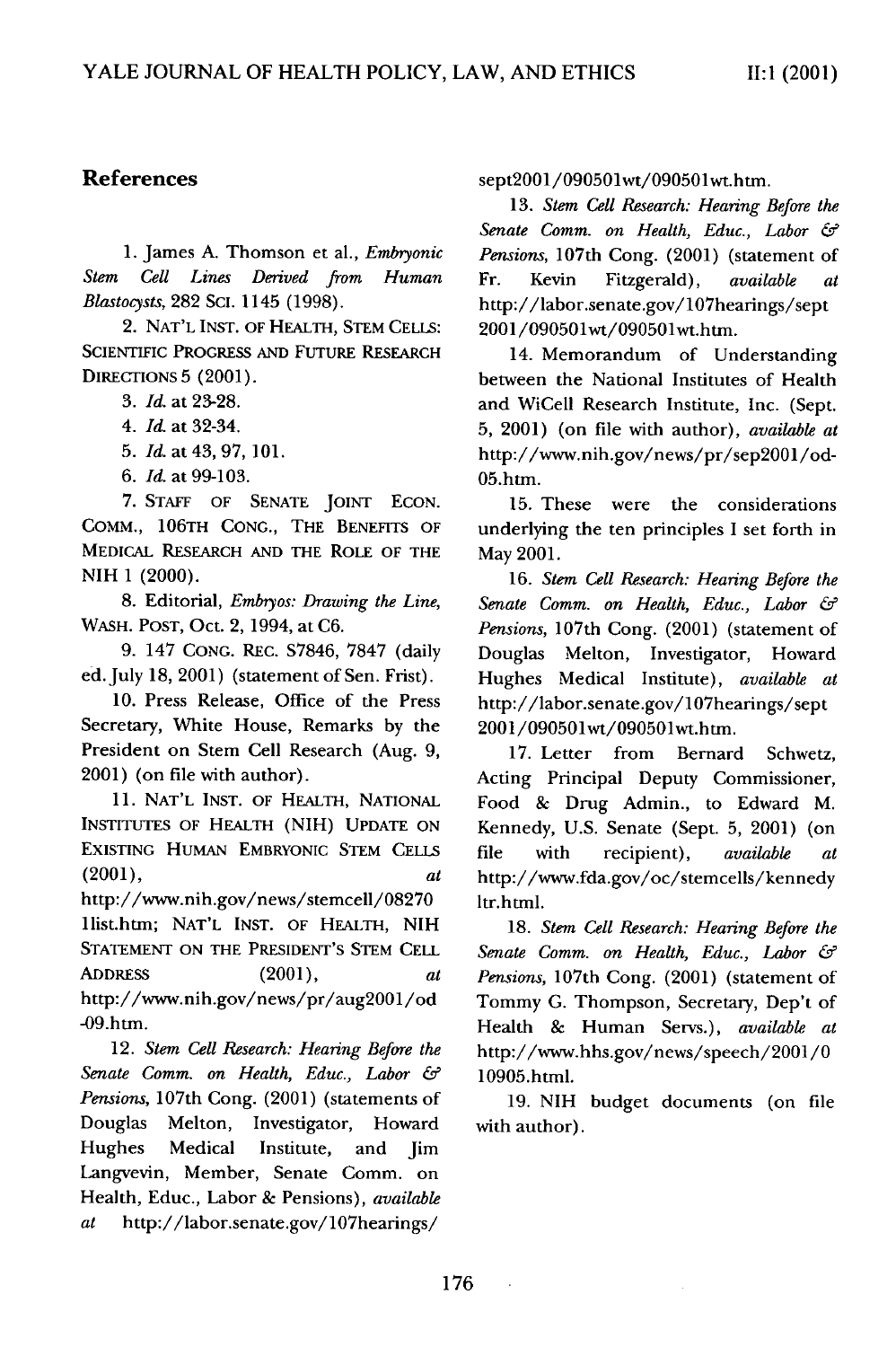## References

1. James A. Thomson et al., *Embryonic Stem Cell Lines Derived from Human Blastocysts*, 282 SCI. 1145 (1998).

2. NAT'L INST. OF HEALTH, STEM CELLS: SCIENTIFIC PROGRESS AND FUTURE RESEARCH DIRECTIONS 5 (2001).

3. *Id.* at 23-28.

4. *Id.* at 32-34.

5. *Id.* at 43, 97, 101.

6. *Id.* at 99-103.

7. STAFF OF SENATE JOINT ECON. COMM., 106TH CONG., THE BENEFITS OF MEDICAL RESEARCH AND THE ROLE OF THE NIH 1 (2000).

8. Editorial, *Embryos: Drawing the Line*, WASH. POST, Oct. 2, 1994, at C6.

9. 147 CONG. REC. S7846, 7847 (daily ed. July 18, 2001) (statement of Sen. Frist).

10. Press Release, Office of the Press Secretary, White House, Remarks by the President on Stem Cell Research (Aug. 9, 2001) (on file with author).

11. NAT'L INST. OF HEALTH, NATIONAL INSTITUTES OF HEALTH (NIH) UPDATE ON EXISTING HUMAN EMBRYONIC STEM CELLS (2001), *at* http://www.nih.gov/news/stemcell/082701list.htm; NAT'L INST. OF HEALTH, NIH STATEMENT ON THE PRESIDENT'S STEM CELL ADDRESS (2001), *at* http://www.nih.gov/news/pr/aug2001/od-09.htm.

12. *Stem Cell Research: Hearing Before the Senate Comm. on Health, Educ., Labor & Pensions*, 107th Cong. (2001) (statements of Douglas Melton, Investigator, Howard Hughes Medical Institute, and Jim Langvevin, Member, Senate Comm. on Health, Educ., Labor & Pensions), *available at* http://labor.senate.gov/107hearings/sept2001/090501wt/090501wt.htm.

13. *Stem Cell Research: Hearing Before the Senate Comm. on Health, Educ., Labor & Pensions*, 107th Cong. (2001) (statement of Fr. Kevin Fitzgerald), *available at* http://labor.senate.gov/107hearings/sept2001/090501wt/090501wt.htm.

14. Memorandum of Understanding between the National Institutes of Health and WiCell Research Institute, Inc. (Sept. 5, 2001) (on file with author), *available at* http://www.nih.gov/news/pr/sep2001/od-05.htm.

15. These were the considerations underlying the ten principles I set forth in May 2001.

16. *Stem Cell Research: Hearing Before the Senate Comm. on Health, Educ., Labor & Pensions*, 107th Cong. (2001) (statement of Douglas Melton, Investigator, Howard Hughes Medical Institute), *available at* http://labor.senate.gov/107hearings/sept2001/090501wt/090501wt.htm.

17. Letter from Bernard Schwetz, Acting Principal Deputy Commissioner, Food & Drug Admin., to Edward M. Kennedy, U.S. Senate (Sept. 5, 2001) (on file with recipient), *available at* http://www.fda.gov/oc/stemcells/kennedyltr.html.

18. *Stem Cell Research: Hearing Before the Senate Comm. on Health, Educ., Labor & Pensions*, 107th Cong. (2001) (statement of Tommy G. Thompson, Secretary, Dep't of Health & Human Servs.), *available at* http://www.hhs.gov/news/speech/2001/010905.html.

19. NIH budget documents (on file with author).